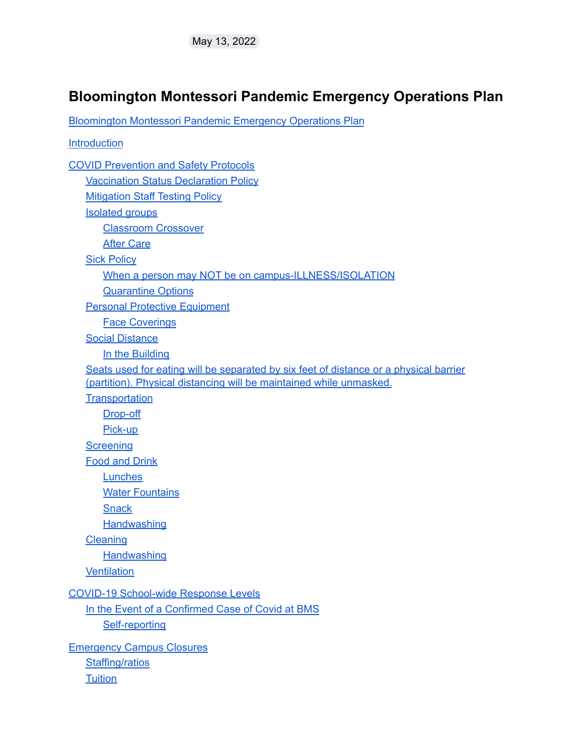May 13, 2022

# Bloomington Montessori Pandemic Emergency Operations Plan

- Bloomington Montessori Pandemic Emergency Operations Plan
- Introduction
- COVID Prevention and Safety Protocols
  - Vaccination Status Declaration Policy
  - Mitigation Staff Testing Policy
  - Isolated groups
    - Classroom Crossover
    - After Care
  - Sick Policy
    - When a person may NOT be on campus-ILLNESS/ISOLATION
    - Quarantine Options
  - Personal Protective Equipment
    - Face Coverings
  - Social Distance
    - In the Building
  - Seats used for eating will be separated by six feet of distance or a physical barrier (partition). Physical distancing will be maintained while unmasked.
  - Transportation
    - Drop-off
    - Pick-up
  - Screening
  - Food and Drink
    - Lunches
    - Water Fountains
    - Snack
    - Handwashing
  - Cleaning
    - Handwashing
  - Ventilation
- COVID-19 School-wide Response Levels
  - In the Event of a Confirmed Case of Covid at BMS
    - Self-reporting
- Emergency Campus Closures
  - Staffing/ratios
  - Tuition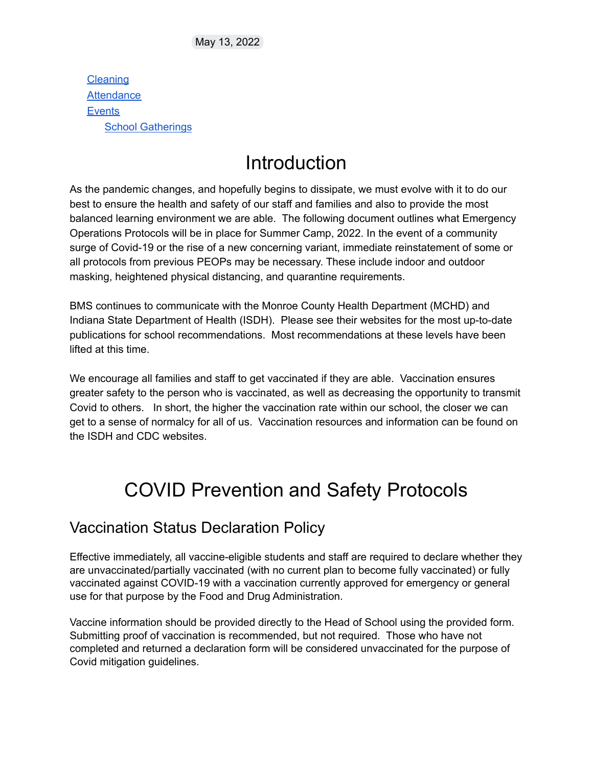May 13, 2022

- Cleaning
- Attendance
- Events
  - School Gatherings

# Introduction

As the pandemic changes, and hopefully begins to dissipate, we must evolve with it to do our best to ensure the health and safety of our staff and families and also to provide the most balanced learning environment we are able. The following document outlines what Emergency Operations Protocols will be in place for Summer Camp, 2022. In the event of a community surge of Covid-19 or the rise of a new concerning variant, immediate reinstatement of some or all protocols from previous PEOPs may be necessary. These include indoor and outdoor masking, heightened physical distancing, and quarantine requirements.

BMS continues to communicate with the Monroe County Health Department (MCHD) and Indiana State Department of Health (ISDH). Please see their websites for the most up-to-date publications for school recommendations. Most recommendations at these levels have been lifted at this time.

We encourage all families and staff to get vaccinated if they are able. Vaccination ensures greater safety to the person who is vaccinated, as well as decreasing the opportunity to transmit Covid to others. In short, the higher the vaccination rate within our school, the closer we can get to a sense of normalcy for all of us. Vaccination resources and information can be found on the ISDH and CDC websites.

# COVID Prevention and Safety Protocols

## Vaccination Status Declaration Policy

Effective immediately, all vaccine-eligible students and staff are required to declare whether they are unvaccinated/partially vaccinated (with no current plan to become fully vaccinated) or fully vaccinated against COVID-19 with a vaccination currently approved for emergency or general use for that purpose by the Food and Drug Administration.

Vaccine information should be provided directly to the Head of School using the provided form. Submitting proof of vaccination is recommended, but not required. Those who have not completed and returned a declaration form will be considered unvaccinated for the purpose of Covid mitigation guidelines.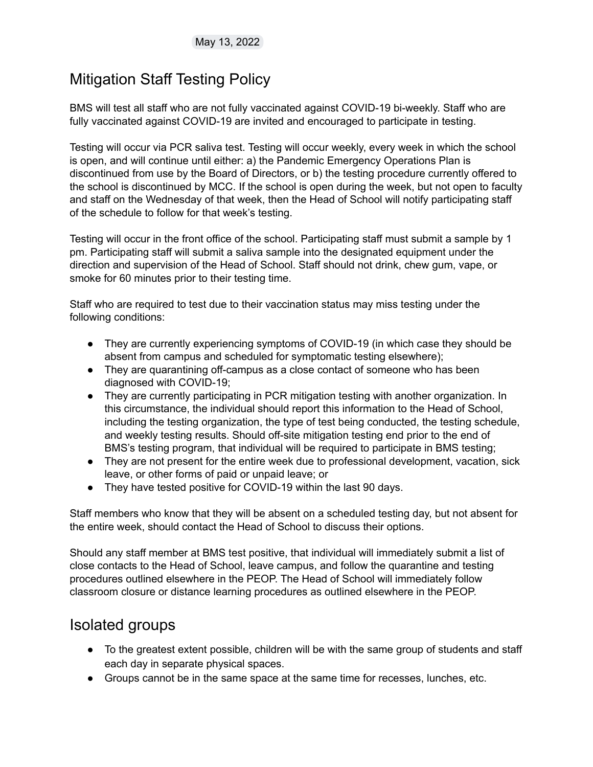May 13, 2022

## Mitigation Staff Testing Policy

BMS will test all staff who are not fully vaccinated against COVID-19 bi-weekly. Staff who are fully vaccinated against COVID-19 are invited and encouraged to participate in testing.

Testing will occur via PCR saliva test. Testing will occur weekly, every week in which the school is open, and will continue until either: a) the Pandemic Emergency Operations Plan is discontinued from use by the Board of Directors, or b) the testing procedure currently offered to the school is discontinued by MCC. If the school is open during the week, but not open to faculty and staff on the Wednesday of that week, then the Head of School will notify participating staff of the schedule to follow for that week's testing.

Testing will occur in the front office of the school. Participating staff must submit a sample by 1 pm. Participating staff will submit a saliva sample into the designated equipment under the direction and supervision of the Head of School. Staff should not drink, chew gum, vape, or smoke for 60 minutes prior to their testing time.

Staff who are required to test due to their vaccination status may miss testing under the following conditions:

- They are currently experiencing symptoms of COVID-19 (in which case they should be absent from campus and scheduled for symptomatic testing elsewhere);
- They are quarantining off-campus as a close contact of someone who has been diagnosed with COVID-19;
- They are currently participating in PCR mitigation testing with another organization. In this circumstance, the individual should report this information to the Head of School, including the testing organization, the type of test being conducted, the testing schedule, and weekly testing results. Should off-site mitigation testing end prior to the end of BMS's testing program, that individual will be required to participate in BMS testing;
- They are not present for the entire week due to professional development, vacation, sick leave, or other forms of paid or unpaid leave; or
- They have tested positive for COVID-19 within the last 90 days.

Staff members who know that they will be absent on a scheduled testing day, but not absent for the entire week, should contact the Head of School to discuss their options.

Should any staff member at BMS test positive, that individual will immediately submit a list of close contacts to the Head of School, leave campus, and follow the quarantine and testing procedures outlined elsewhere in the PEOP. The Head of School will immediately follow classroom closure or distance learning procedures as outlined elsewhere in the PEOP.

## Isolated groups

- To the greatest extent possible, children will be with the same group of students and staff each day in separate physical spaces.
- Groups cannot be in the same space at the same time for recesses, lunches, etc.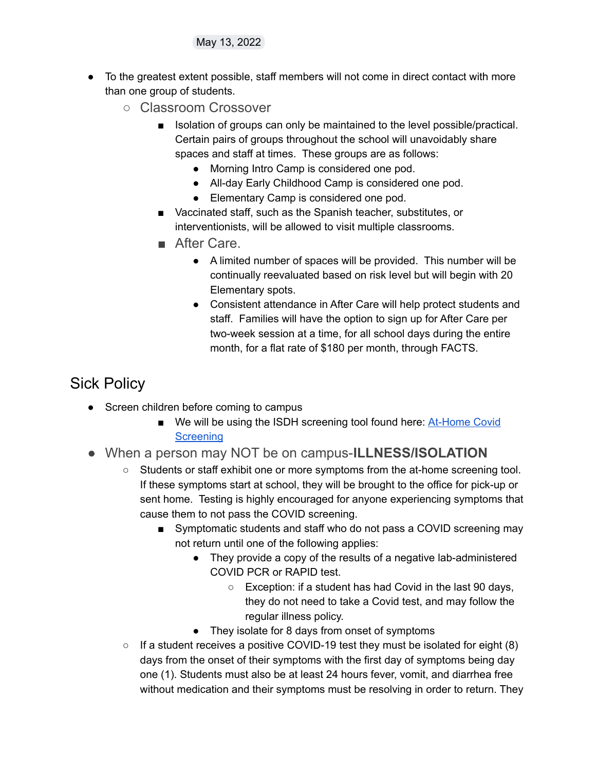May 13, 2022

- To the greatest extent possible, staff members will not come in direct contact with more than one group of students.
  - Classroom Crossover
    - Isolation of groups can only be maintained to the level possible/practical. Certain pairs of groups throughout the school will unavoidably share spaces and staff at times. These groups are as follows:
      - Morning Intro Camp is considered one pod.
      - All-day Early Childhood Camp is considered one pod.
      - Elementary Camp is considered one pod.
    - Vaccinated staff, such as the Spanish teacher, substitutes, or interventionists, will be allowed to visit multiple classrooms.
    - After Care.
      - A limited number of spaces will be provided. This number will be continually reevaluated based on risk level but will begin with 20 Elementary spots.
      - Consistent attendance in After Care will help protect students and staff. Families will have the option to sign up for After Care per two-week session at a time, for all school days during the entire month, for a flat rate of $180 per month, through FACTS.

## Sick Policy

- Screen children before coming to campus
  - We will be using the ISDH screening tool found here: [At-Home Covid Screening]()
- When a person may NOT be on campus-**ILLNESS/ISOLATION**
  - Students or staff exhibit one or more symptoms from the at-home screening tool. If these symptoms start at school, they will be brought to the office for pick-up or sent home. Testing is highly encouraged for anyone experiencing symptoms that cause them to not pass the COVID screening.
    - Symptomatic students and staff who do not pass a COVID screening may not return until one of the following applies:
      - They provide a copy of the results of a negative lab-administered COVID PCR or RAPID test.
        - Exception: if a student has had Covid in the last 90 days, they do not need to take a Covid test, and may follow the regular illness policy.
      - They isolate for 8 days from onset of symptoms
  - If a student receives a positive COVID-19 test they must be isolated for eight (8) days from the onset of their symptoms with the first day of symptoms being day one (1). Students must also be at least 24 hours fever, vomit, and diarrhea free without medication and their symptoms must be resolving in order to return. They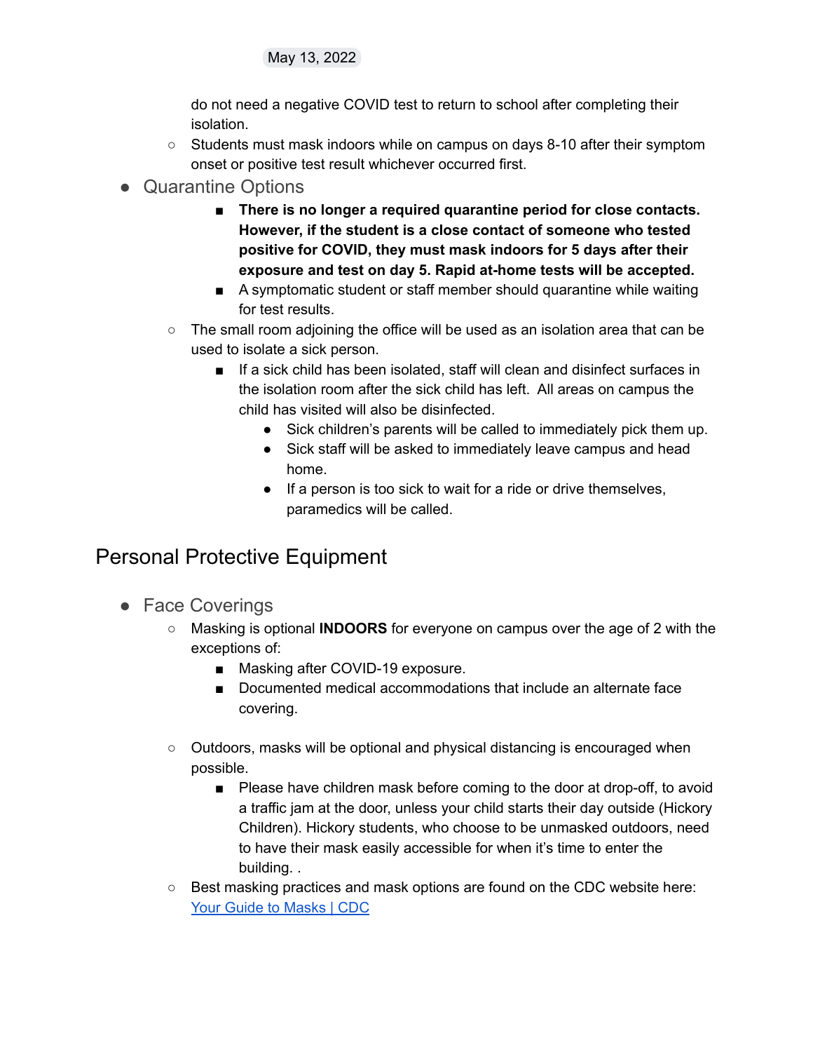do not need a negative COVID test to return to school after completing their isolation.

- Students must mask indoors while on campus on days 8-10 after their symptom onset or positive test result whichever occurred first.

- Quarantine Options
    - **There is no longer a required quarantine period for close contacts. However, if the student is a close contact of someone who tested positive for COVID, they must mask indoors for 5 days after their exposure and test on day 5. Rapid at-home tests will be accepted.**
    - A symptomatic student or staff member should quarantine while waiting for test results.
  - The small room adjoining the office will be used as an isolation area that can be used to isolate a sick person.
    - If a sick child has been isolated, staff will clean and disinfect surfaces in the isolation room after the sick child has left. All areas on campus the child has visited will also be disinfected.
      - Sick children's parents will be called to immediately pick them up.
      - Sick staff will be asked to immediately leave campus and head home.
      - If a person is too sick to wait for a ride or drive themselves, paramedics will be called.

# Personal Protective Equipment

- Face Coverings
  - Masking is optional **INDOORS** for everyone on campus over the age of 2 with the exceptions of:
    - Masking after COVID-19 exposure.
    - Documented medical accommodations that include an alternate face covering.
  - Outdoors, masks will be optional and physical distancing is encouraged when possible.
    - Please have children mask before coming to the door at drop-off, to avoid a traffic jam at the door, unless your child starts their day outside (Hickory Children). Hickory students, who choose to be unmasked outdoors, need to have their mask easily accessible for when it's time to enter the building. .
  - Best masking practices and mask options are found on the CDC website here: [Your Guide to Masks | CDC]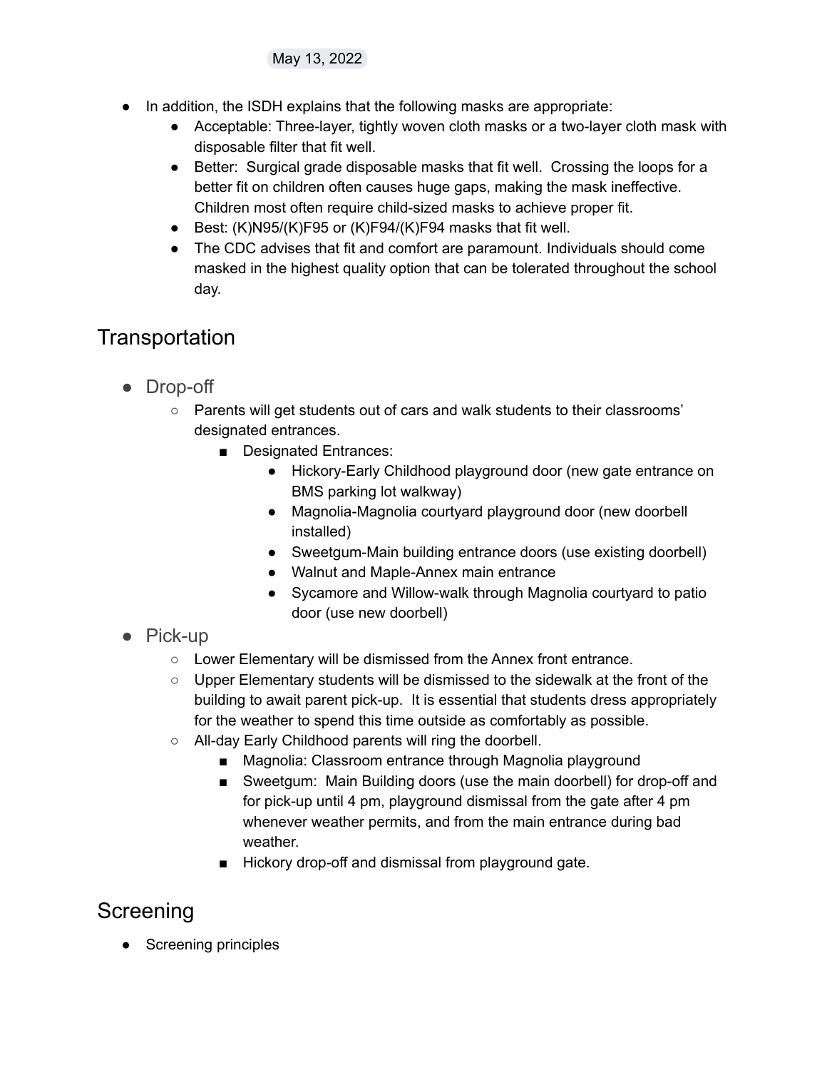May 13, 2022

- In addition, the ISDH explains that the following masks are appropriate:
    - Acceptable: Three-layer, tightly woven cloth masks or a two-layer cloth mask with disposable filter that fit well.
    - Better: Surgical grade disposable masks that fit well. Crossing the loops for a better fit on children often causes huge gaps, making the mask ineffective. Children most often require child-sized masks to achieve proper fit.
    - Best: (K)N95/(K)F95 or (K)F94/(K)F94 masks that fit well.
    - The CDC advises that fit and comfort are paramount. Individuals should come masked in the highest quality option that can be tolerated throughout the school day.

## Transportation

- Drop-off
    - Parents will get students out of cars and walk students to their classrooms' designated entrances.
        - Designated Entrances:
            - Hickory-Early Childhood playground door (new gate entrance on BMS parking lot walkway)
            - Magnolia-Magnolia courtyard playground door (new doorbell installed)
            - Sweetgum-Main building entrance doors (use existing doorbell)
            - Walnut and Maple-Annex main entrance
            - Sycamore and Willow-walk through Magnolia courtyard to patio door (use new doorbell)
- Pick-up
    - Lower Elementary will be dismissed from the Annex front entrance.
    - Upper Elementary students will be dismissed to the sidewalk at the front of the building to await parent pick-up. It is essential that students dress appropriately for the weather to spend this time outside as comfortably as possible.
    - All-day Early Childhood parents will ring the doorbell.
        - Magnolia: Classroom entrance through Magnolia playground
        - Sweetgum: Main Building doors (use the main doorbell) for drop-off and for pick-up until 4 pm, playground dismissal from the gate after 4 pm whenever weather permits, and from the main entrance during bad weather.
        - Hickory drop-off and dismissal from playground gate.

## Screening

- Screening principles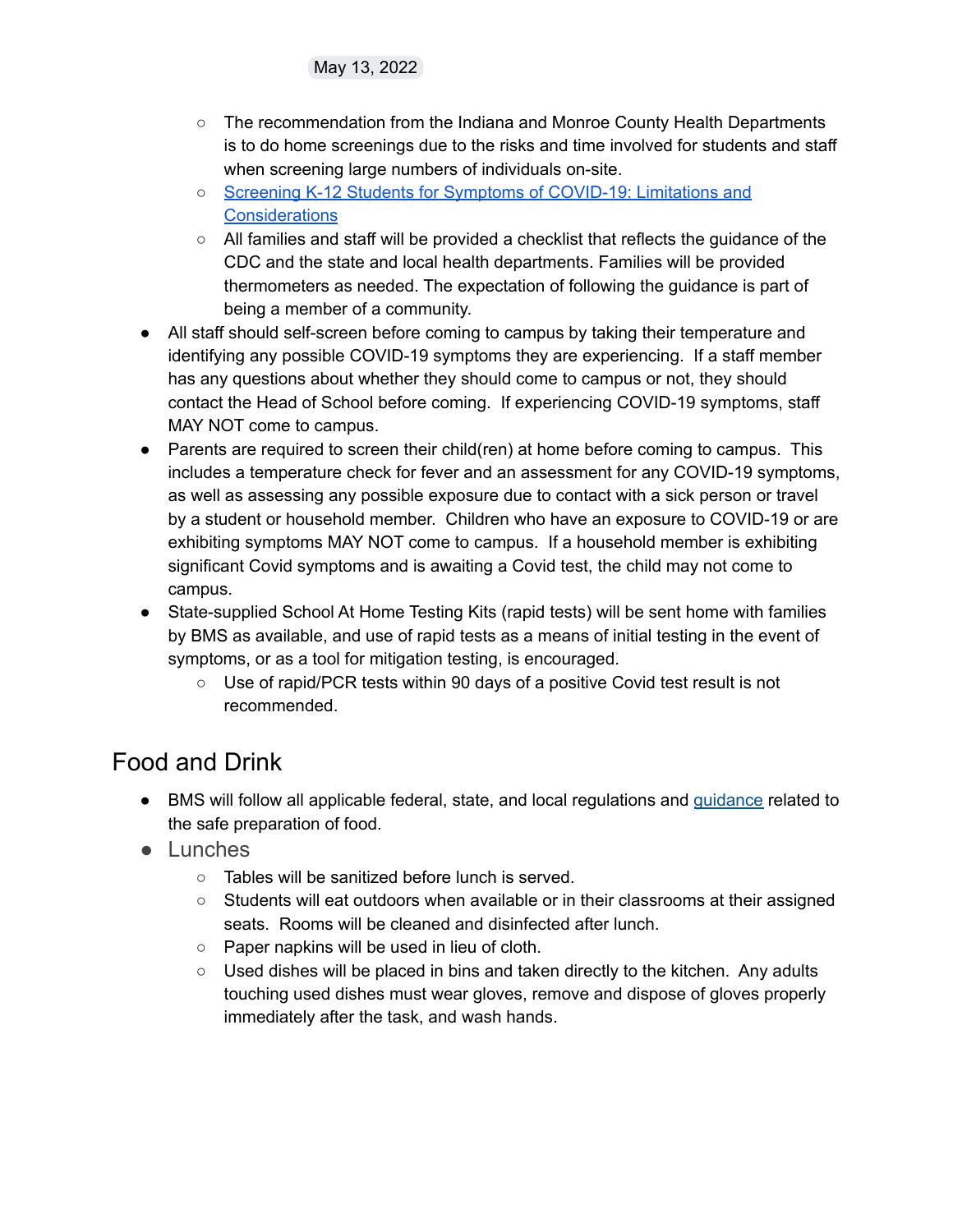May 13, 2022

    - The recommendation from the Indiana and Monroe County Health Departments is to do home screenings due to the risks and time involved for students and staff when screening large numbers of individuals on-site.
    - [Screening K-12 Students for Symptoms of COVID-19: Limitations and Considerations]()
    - All families and staff will be provided a checklist that reflects the guidance of the CDC and the state and local health departments. Families will be provided thermometers as needed. The expectation of following the guidance is part of being a member of a community.
- All staff should self-screen before coming to campus by taking their temperature and identifying any possible COVID-19 symptoms they are experiencing. If a staff member has any questions about whether they should come to campus or not, they should contact the Head of School before coming. If experiencing COVID-19 symptoms, staff MAY NOT come to campus.
- Parents are required to screen their child(ren) at home before coming to campus. This includes a temperature check for fever and an assessment for any COVID-19 symptoms, as well as assessing any possible exposure due to contact with a sick person or travel by a student or household member. Children who have an exposure to COVID-19 or are exhibiting symptoms MAY NOT come to campus. If a household member is exhibiting significant Covid symptoms and is awaiting a Covid test, the child may not come to campus.
- State-supplied School At Home Testing Kits (rapid tests) will be sent home with families by BMS as available, and use of rapid tests as a means of initial testing in the event of symptoms, or as a tool for mitigation testing, is encouraged.
    - Use of rapid/PCR tests within 90 days of a positive Covid test result is not recommended.

## Food and Drink

- BMS will follow all applicable federal, state, and local regulations and [guidance]() related to the safe preparation of food.
- Lunches
    - Tables will be sanitized before lunch is served.
    - Students will eat outdoors when available or in their classrooms at their assigned seats. Rooms will be cleaned and disinfected after lunch.
    - Paper napkins will be used in lieu of cloth.
    - Used dishes will be placed in bins and taken directly to the kitchen. Any adults touching used dishes must wear gloves, remove and dispose of gloves properly immediately after the task, and wash hands.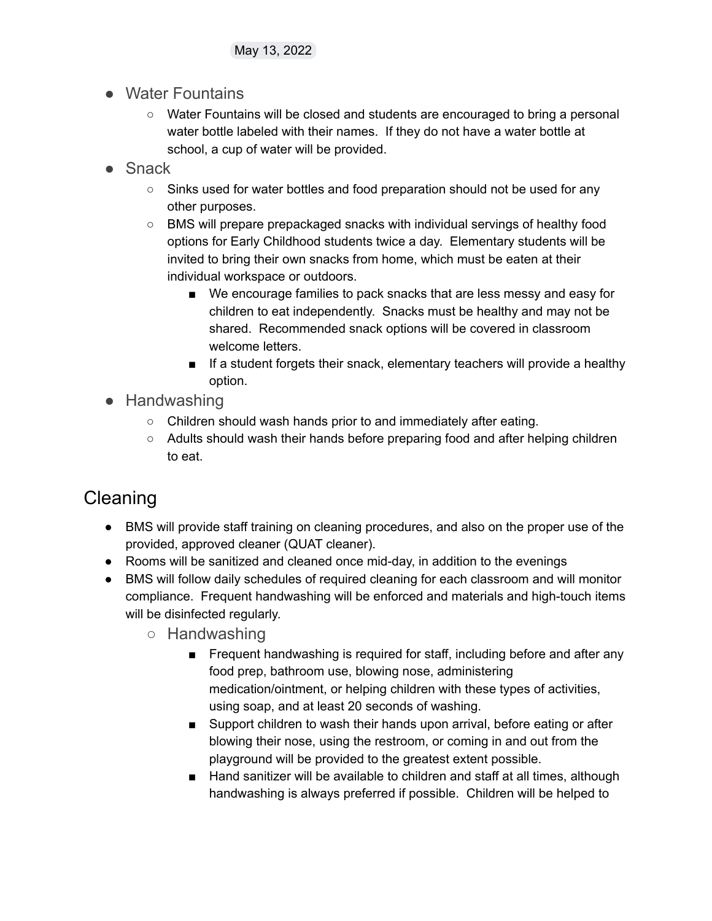May 13, 2022

- Water Fountains
  - Water Fountains will be closed and students are encouraged to bring a personal water bottle labeled with their names. If they do not have a water bottle at school, a cup of water will be provided.
- Snack
  - Sinks used for water bottles and food preparation should not be used for any other purposes.
  - BMS will prepare prepackaged snacks with individual servings of healthy food options for Early Childhood students twice a day. Elementary students will be invited to bring their own snacks from home, which must be eaten at their individual workspace or outdoors.
    - We encourage families to pack snacks that are less messy and easy for children to eat independently. Snacks must be healthy and may not be shared. Recommended snack options will be covered in classroom welcome letters.
    - If a student forgets their snack, elementary teachers will provide a healthy option.
- Handwashing
  - Children should wash hands prior to and immediately after eating.
  - Adults should wash their hands before preparing food and after helping children to eat.

## Cleaning

- BMS will provide staff training on cleaning procedures, and also on the proper use of the provided, approved cleaner (QUAT cleaner).
- Rooms will be sanitized and cleaned once mid-day, in addition to the evenings
- BMS will follow daily schedules of required cleaning for each classroom and will monitor compliance. Frequent handwashing will be enforced and materials and high-touch items will be disinfected regularly.
  - Handwashing
    - Frequent handwashing is required for staff, including before and after any food prep, bathroom use, blowing nose, administering medication/ointment, or helping children with these types of activities, using soap, and at least 20 seconds of washing.
    - Support children to wash their hands upon arrival, before eating or after blowing their nose, using the restroom, or coming in and out from the playground will be provided to the greatest extent possible.
    - Hand sanitizer will be available to children and staff at all times, although handwashing is always preferred if possible. Children will be helped to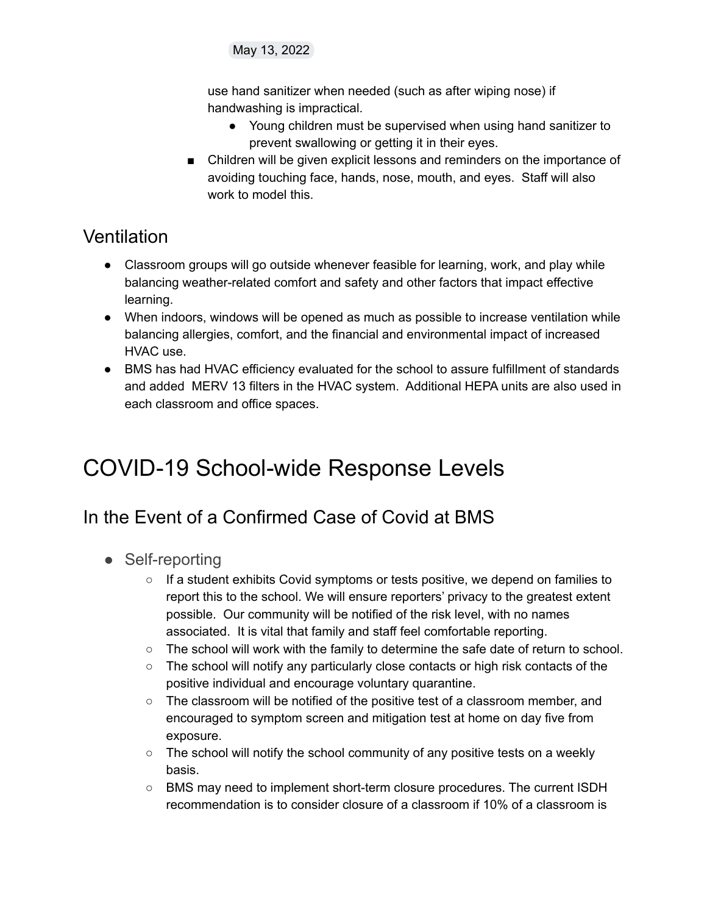May 13, 2022

use hand sanitizer when needed (such as after wiping nose) if handwashing is impractical.
  - Young children must be supervised when using hand sanitizer to prevent swallowing or getting it in their eyes.

- Children will be given explicit lessons and reminders on the importance of avoiding touching face, hands, nose, mouth, and eyes. Staff will also work to model this.

## Ventilation

- Classroom groups will go outside whenever feasible for learning, work, and play while balancing weather-related comfort and safety and other factors that impact effective learning.
- When indoors, windows will be opened as much as possible to increase ventilation while balancing allergies, comfort, and the financial and environmental impact of increased HVAC use.
- BMS has had HVAC efficiency evaluated for the school to assure fulfillment of standards and added MERV 13 filters in the HVAC system. Additional HEPA units are also used in each classroom and office spaces.

# COVID-19 School-wide Response Levels

## In the Event of a Confirmed Case of Covid at BMS

- Self-reporting
  - If a student exhibits Covid symptoms or tests positive, we depend on families to report this to the school. We will ensure reporters' privacy to the greatest extent possible. Our community will be notified of the risk level, with no names associated. It is vital that family and staff feel comfortable reporting.
  - The school will work with the family to determine the safe date of return to school.
  - The school will notify any particularly close contacts or high risk contacts of the positive individual and encourage voluntary quarantine.
  - The classroom will be notified of the positive test of a classroom member, and encouraged to symptom screen and mitigation test at home on day five from exposure.
  - The school will notify the school community of any positive tests on a weekly basis.
  - BMS may need to implement short-term closure procedures. The current ISDH recommendation is to consider closure of a classroom if 10% of a classroom is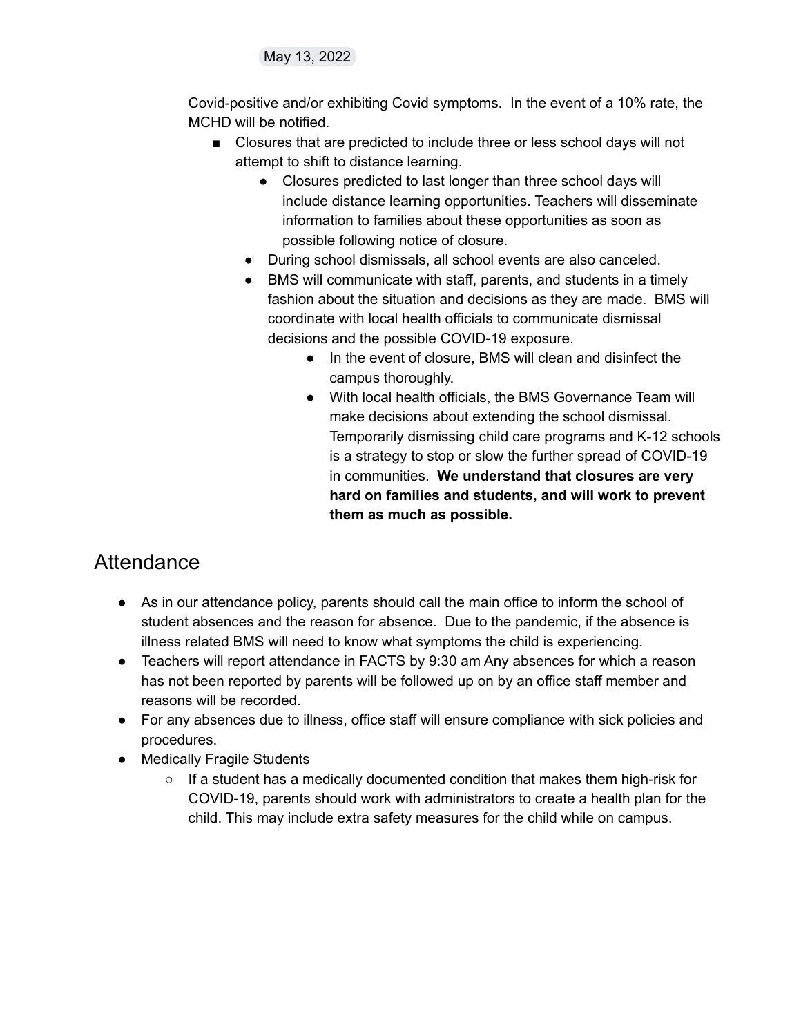Covid-positive and/or exhibiting Covid symptoms.  In the event of a 10% rate, the MCHD will be notified.

- Closures that are predicted to include three or less school days will not attempt to shift to distance learning.
  - Closures predicted to last longer than three school days will include distance learning opportunities. Teachers will disseminate information to families about these opportunities as soon as possible following notice of closure.
- During school dismissals, all school events are also canceled.
- BMS will communicate with staff, parents, and students in a timely fashion about the situation and decisions as they are made.  BMS will coordinate with local health officials to communicate dismissal decisions and the possible COVID-19 exposure.
  - In the event of closure, BMS will clean and disinfect the campus thoroughly.
  - With local health officials, the BMS Governance Team will make decisions about extending the school dismissal. Temporarily dismissing child care programs and K-12 schools is a strategy to stop or slow the further spread of COVID-19 in communities.  **We understand that closures are very hard on families and students, and will work to prevent them as much as possible.**

# Attendance

- As in our attendance policy, parents should call the main office to inform the school of student absences and the reason for absence.  Due to the pandemic, if the absence is illness related BMS will need to know what symptoms the child is experiencing.
- Teachers will report attendance in FACTS by 9:30 am Any absences for which a reason has not been reported by parents will be followed up on by an office staff member and reasons will be recorded.
- For any absences due to illness, office staff will ensure compliance with sick policies and procedures.
- Medically Fragile Students
  - If a student has a medically documented condition that makes them high-risk for COVID-19, parents should work with administrators to create a health plan for the child. This may include extra safety measures for the child while on campus.